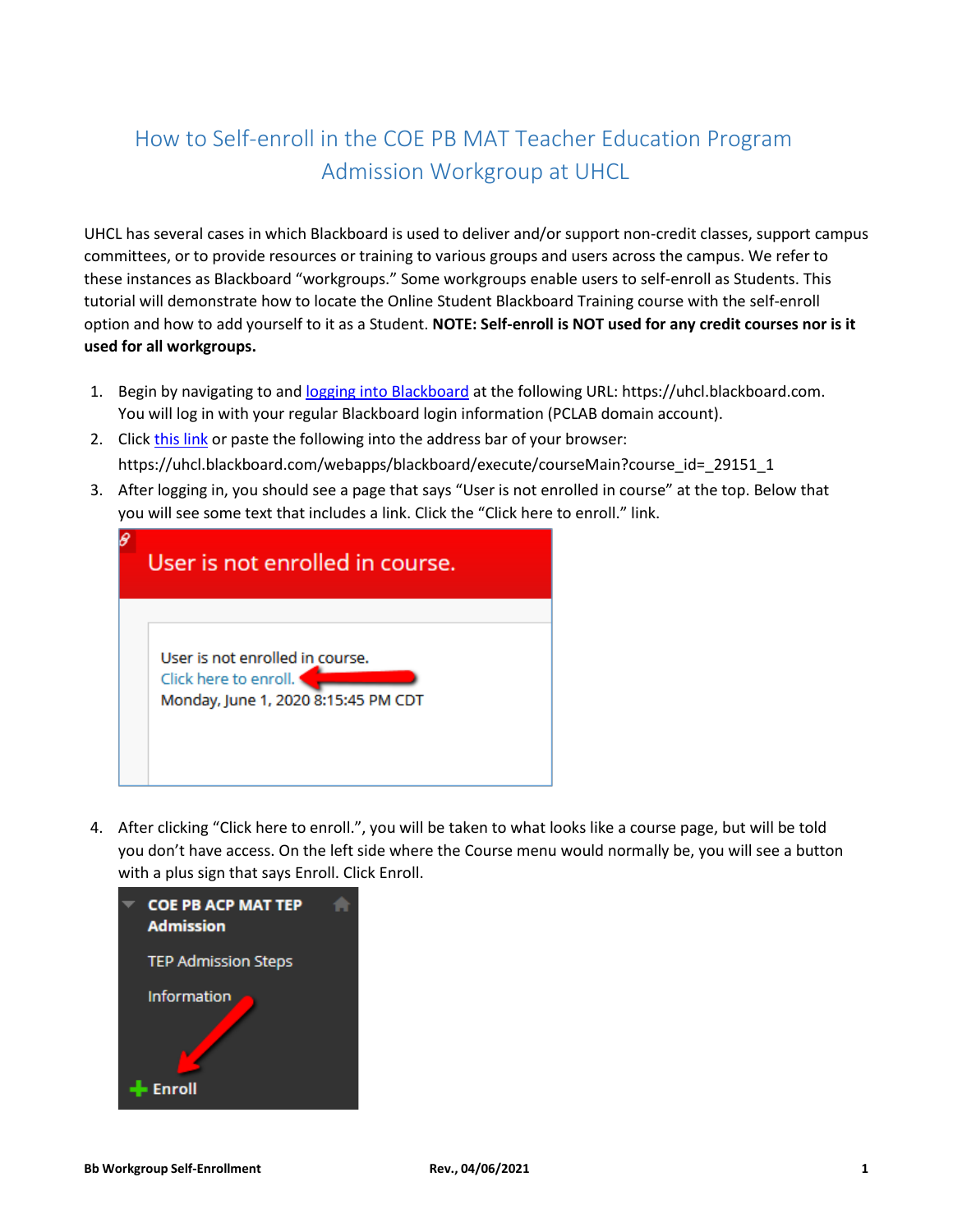# How to Self-enroll in the COE PB MAT Teacher Education Program Admission Workgroup at UHCL

UHCL has several cases in which Blackboard is used to deliver and/or support non-credit classes, support campus committees, or to provide resources or training to various groups and users across the campus. We refer to these instances as Blackboard "workgroups." Some workgroups enable users to self-enroll as Students. This tutorial will demonstrate how to locate the Online Student Blackboard Training course with the self-enroll option and how to add yourself to it as a Student. **NOTE: Self-enroll is NOT used for any credit courses nor is it used for all workgroups.**

1. Begin by navigating to and logging into Blackboard at the following URL: https://uhcl.blackboard.com. You will log in with your regular Blackboard login information (PCLAB domain account).
2. Click this link or paste the following into the address bar of your browser: https://uhcl.blackboard.com/webapps/blackboard/execute/courseMain?course_id=_29151_1
3. After logging in, you should see a page that says "User is not enrolled in course" at the top. Below that you will see some text that includes a link. Click the "Click here to enroll." link.
4. After clicking "Click here to enroll.", you will be taken to what looks like a course page, but will be told you don't have access. On the left side where the Course menu would normally be, you will see a button with a plus sign that says Enroll. Click Enroll.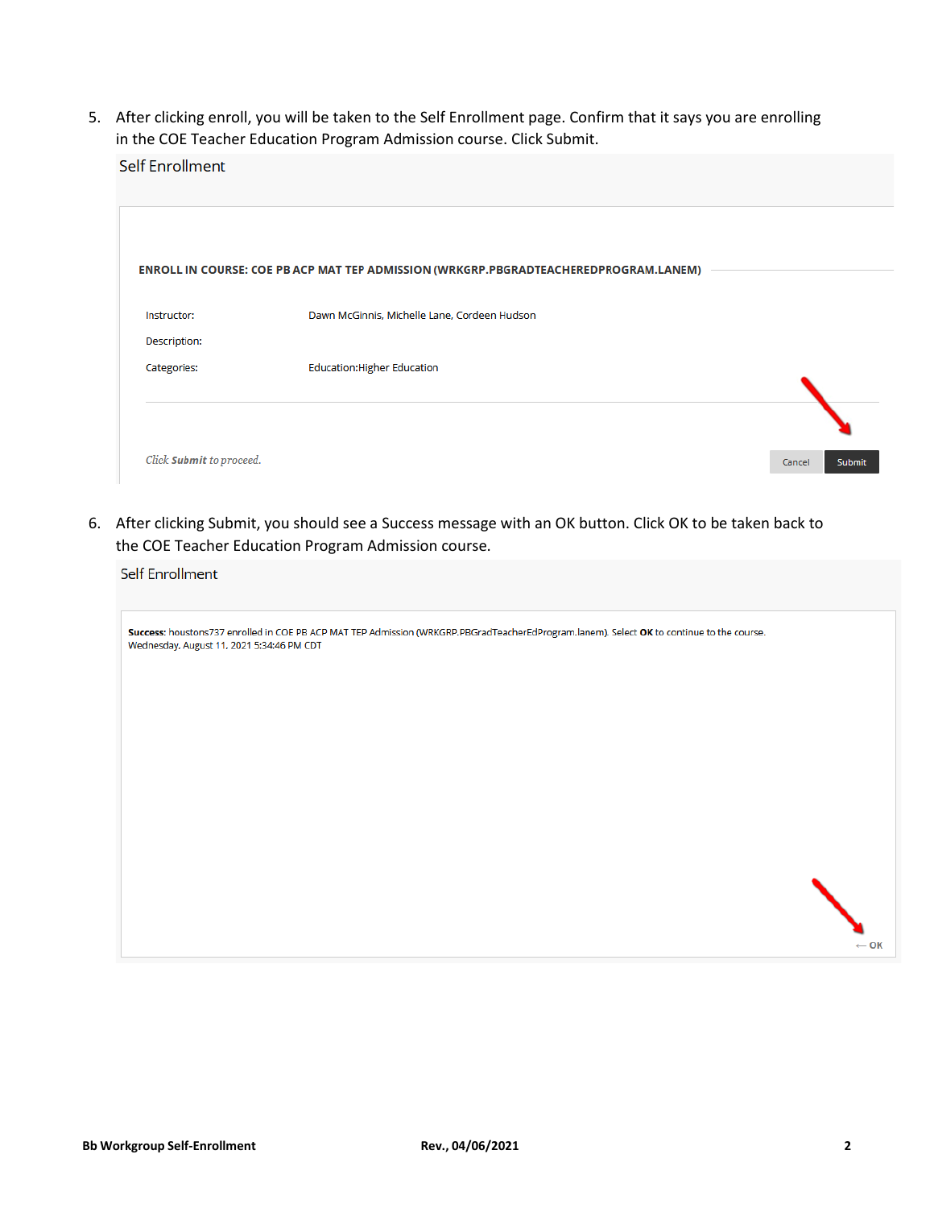5. After clicking enroll, you will be taken to the Self Enrollment page. Confirm that it says you are enrolling in the COE Teacher Education Program Admission course. Click Submit.

Self Enrollment

**ENROLL IN COURSE: COE PB ACP MAT TEP ADMISSION (WRKGRP.PBGRADTEACHEREDPROGRAM.LANEM)**

| | |
|---|---|
| Instructor: | Dawn McGinnis, Michelle Lane, Cordeen Hudson |
| Description: | |
| Categories: | Education:Higher Education |

*Click **Submit** to proceed.*

Cancel Submit

6. After clicking Submit, you should see a Success message with an OK button. Click OK to be taken back to the COE Teacher Education Program Admission course.

Self Enrollment

**Success:** houstons737 enrolled in COE PB ACP MAT TEP Admission (WRKGRP.PBGradTeacherEdProgram.lanem). Select **OK** to continue to the course.
Wednesday, August 11, 2021 5:34:46 PM CDT

← OK